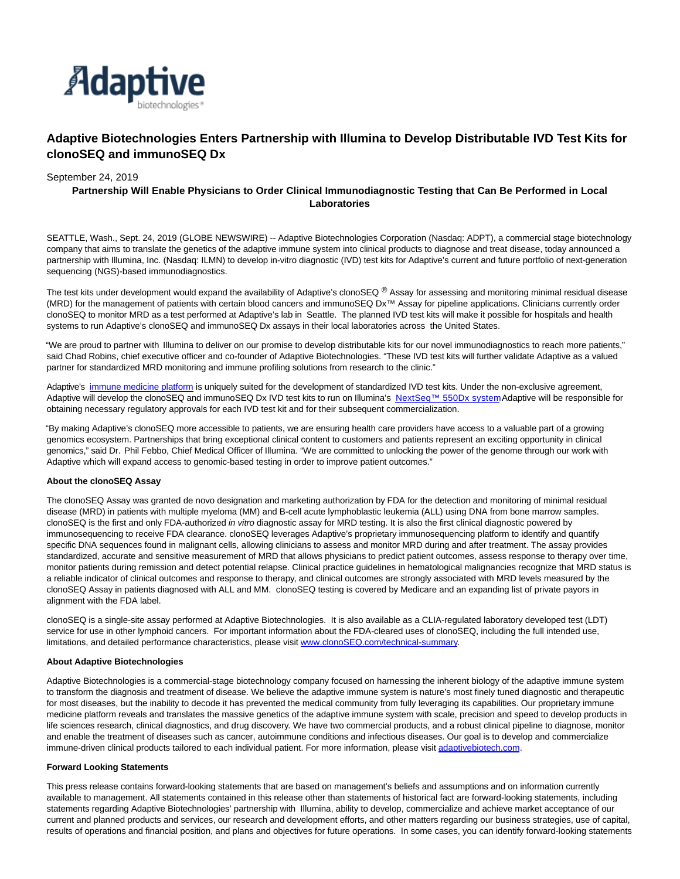# Adaptive Biotechnologies Enters Partnership with Illumina to Develop Distributable IVD Test Kits for clonoSEQ and immunoSEQ Dx

September 24, 2019

**Partnership Will Enable Physicians to Order Clinical Immunodiagnostic Testing that Can Be Performed in Local Laboratories**

SEATTLE, Wash., Sept. 24, 2019 (GLOBE NEWSWIRE) -- Adaptive Biotechnologies Corporation (Nasdaq: ADPT), a commercial stage biotechnology company that aims to translate the genetics of the adaptive immune system into clinical products to diagnose and treat disease, today announced a partnership with Illumina, Inc. (Nasdaq: ILMN) to develop in-vitro diagnostic (IVD) test kits for Adaptive's current and future portfolio of next-generation sequencing (NGS)-based immunodiagnostics.

The test kits under development would expand the availability of Adaptive's clonoSEQ ® Assay for assessing and monitoring minimal residual disease (MRD) for the management of patients with certain blood cancers and immunoSEQ Dx™ Assay for pipeline applications. Clinicians currently order clonoSEQ to monitor MRD as a test performed at Adaptive's lab in Seattle. The planned IVD test kits will make it possible for hospitals and health systems to run Adaptive's clonoSEQ and immunoSEQ Dx assays in their local laboratories across the United States.

"We are proud to partner with Illumina to deliver on our promise to develop distributable kits for our novel immunodiagnostics to reach more patients," said Chad Robins, chief executive officer and co-founder of Adaptive Biotechnologies. "These IVD test kits will further validate Adaptive as a valued partner for standardized MRD monitoring and immune profiling solutions from research to the clinic."

Adaptive's immune medicine platform is uniquely suited for the development of standardized IVD test kits. Under the non-exclusive agreement, Adaptive will develop the clonoSEQ and immunoSEQ Dx IVD test kits to run on Illumina's NextSeq™ 550Dx system Adaptive will be responsible for obtaining necessary regulatory approvals for each IVD test kit and for their subsequent commercialization.

"By making Adaptive's clonoSEQ more accessible to patients, we are ensuring health care providers have access to a valuable part of a growing genomics ecosystem. Partnerships that bring exceptional clinical content to customers and patients represent an exciting opportunity in clinical genomics," said Dr. Phil Febbo, Chief Medical Officer of Illumina. "We are committed to unlocking the power of the genome through our work with Adaptive which will expand access to genomic-based testing in order to improve patient outcomes."

**About the clonoSEQ Assay**

The clonoSEQ Assay was granted de novo designation and marketing authorization by FDA for the detection and monitoring of minimal residual disease (MRD) in patients with multiple myeloma (MM) and B-cell acute lymphoblastic leukemia (ALL) using DNA from bone marrow samples. clonoSEQ is the first and only FDA-authorized *in vitro* diagnostic assay for MRD testing. It is also the first clinical diagnostic powered by immunosequencing to receive FDA clearance. clonoSEQ leverages Adaptive's proprietary immunosequencing platform to identify and quantify specific DNA sequences found in malignant cells, allowing clinicians to assess and monitor MRD during and after treatment. The assay provides standardized, accurate and sensitive measurement of MRD that allows physicians to predict patient outcomes, assess response to therapy over time, monitor patients during remission and detect potential relapse. Clinical practice guidelines in hematological malignancies recognize that MRD status is a reliable indicator of clinical outcomes and response to therapy, and clinical outcomes are strongly associated with MRD levels measured by the clonoSEQ Assay in patients diagnosed with ALL and MM. clonoSEQ testing is covered by Medicare and an expanding list of private payors in alignment with the FDA label.

clonoSEQ is a single-site assay performed at Adaptive Biotechnologies. It is also available as a CLIA-regulated laboratory developed test (LDT) service for use in other lymphoid cancers. For important information about the FDA-cleared uses of clonoSEQ, including the full intended use, limitations, and detailed performance characteristics, please visit www.clonoSEQ.com/technical-summary.

**About Adaptive Biotechnologies**

Adaptive Biotechnologies is a commercial-stage biotechnology company focused on harnessing the inherent biology of the adaptive immune system to transform the diagnosis and treatment of disease. We believe the adaptive immune system is nature's most finely tuned diagnostic and therapeutic for most diseases, but the inability to decode it has prevented the medical community from fully leveraging its capabilities. Our proprietary immune medicine platform reveals and translates the massive genetics of the adaptive immune system with scale, precision and speed to develop products in life sciences research, clinical diagnostics, and drug discovery. We have two commercial products, and a robust clinical pipeline to diagnose, monitor and enable the treatment of diseases such as cancer, autoimmune conditions and infectious diseases. Our goal is to develop and commercialize immune-driven clinical products tailored to each individual patient. For more information, please visit adaptivebiotech.com.

**Forward Looking Statements**

This press release contains forward-looking statements that are based on management's beliefs and assumptions and on information currently available to management. All statements contained in this release other than statements of historical fact are forward-looking statements, including statements regarding Adaptive Biotechnologies' partnership with Illumina, ability to develop, commercialize and achieve market acceptance of our current and planned products and services, our research and development efforts, and other matters regarding our business strategies, use of capital, results of operations and financial position, and plans and objectives for future operations. In some cases, you can identify forward-looking statements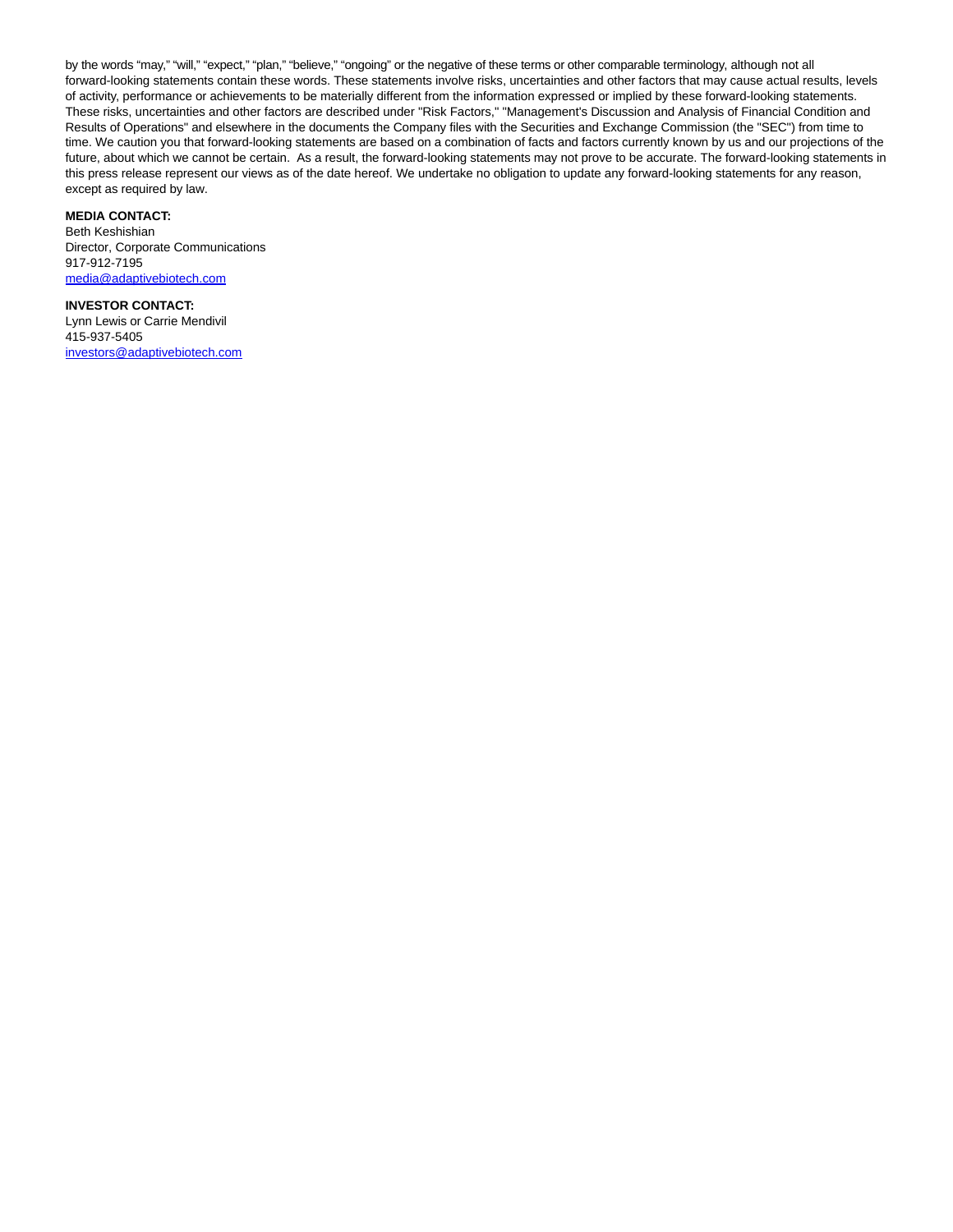by the words "may," "will," "expect," "plan," "believe," "ongoing" or the negative of these terms or other comparable terminology, although not all forward-looking statements contain these words. These statements involve risks, uncertainties and other factors that may cause actual results, levels of activity, performance or achievements to be materially different from the information expressed or implied by these forward-looking statements. These risks, uncertainties and other factors are described under "Risk Factors," "Management's Discussion and Analysis of Financial Condition and Results of Operations" and elsewhere in the documents the Company files with the Securities and Exchange Commission (the "SEC") from time to time. We caution you that forward-looking statements are based on a combination of facts and factors currently known by us and our projections of the future, about which we cannot be certain. As a result, the forward-looking statements may not prove to be accurate. The forward-looking statements in this press release represent our views as of the date hereof. We undertake no obligation to update any forward-looking statements for any reason, except as required by law.

**MEDIA CONTACT:**
Beth Keshishian
Director, Corporate Communications
917-912-7195
media@adaptivebiotech.com

**INVESTOR CONTACT:**
Lynn Lewis or Carrie Mendivil
415-937-5405
investors@adaptivebiotech.com